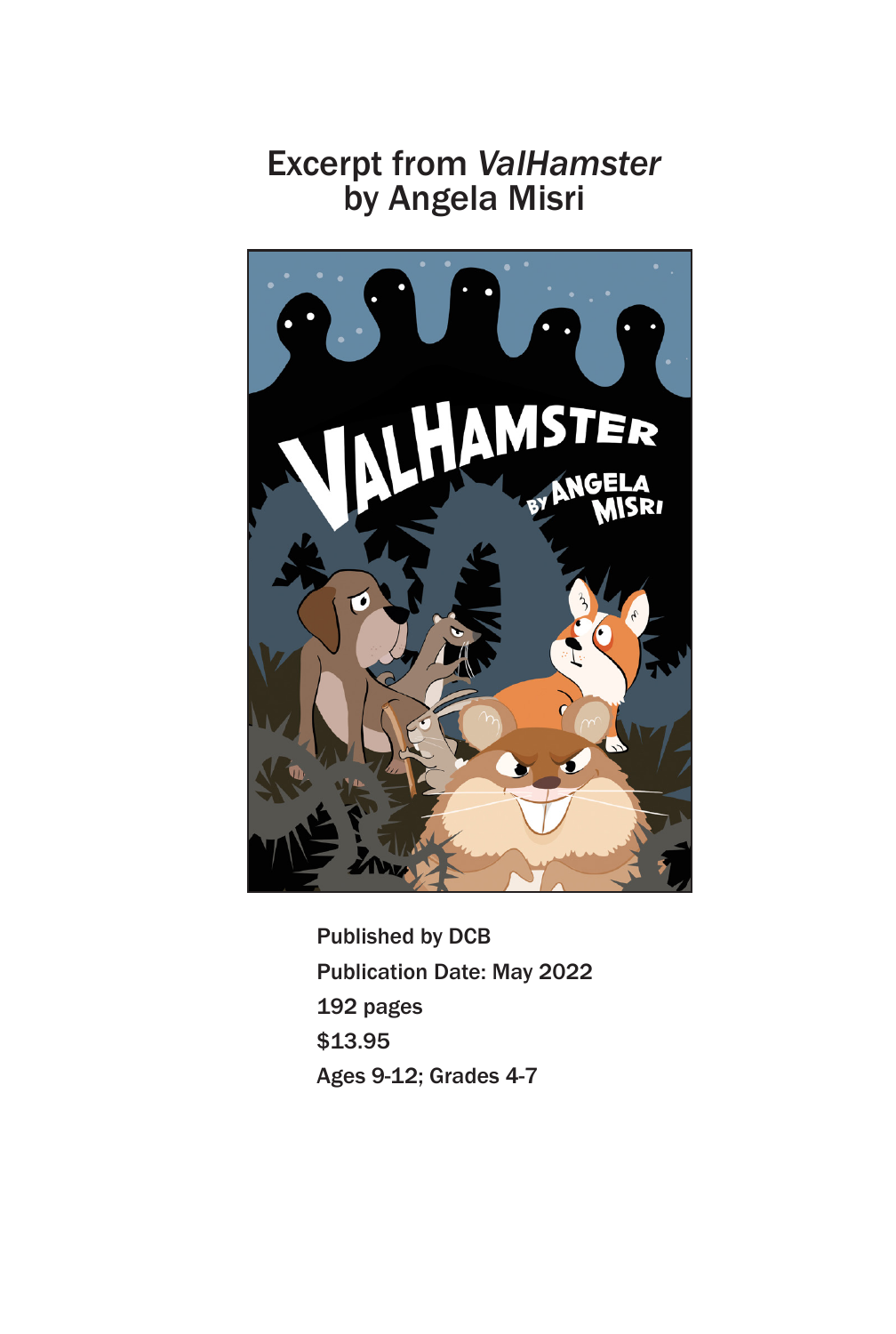# Excerpt from *ValHamster* by Angela Misri

Published by DCB

Publication Date: May 2022

192 pages

$13.95

Ages 9-12; Grades 4-7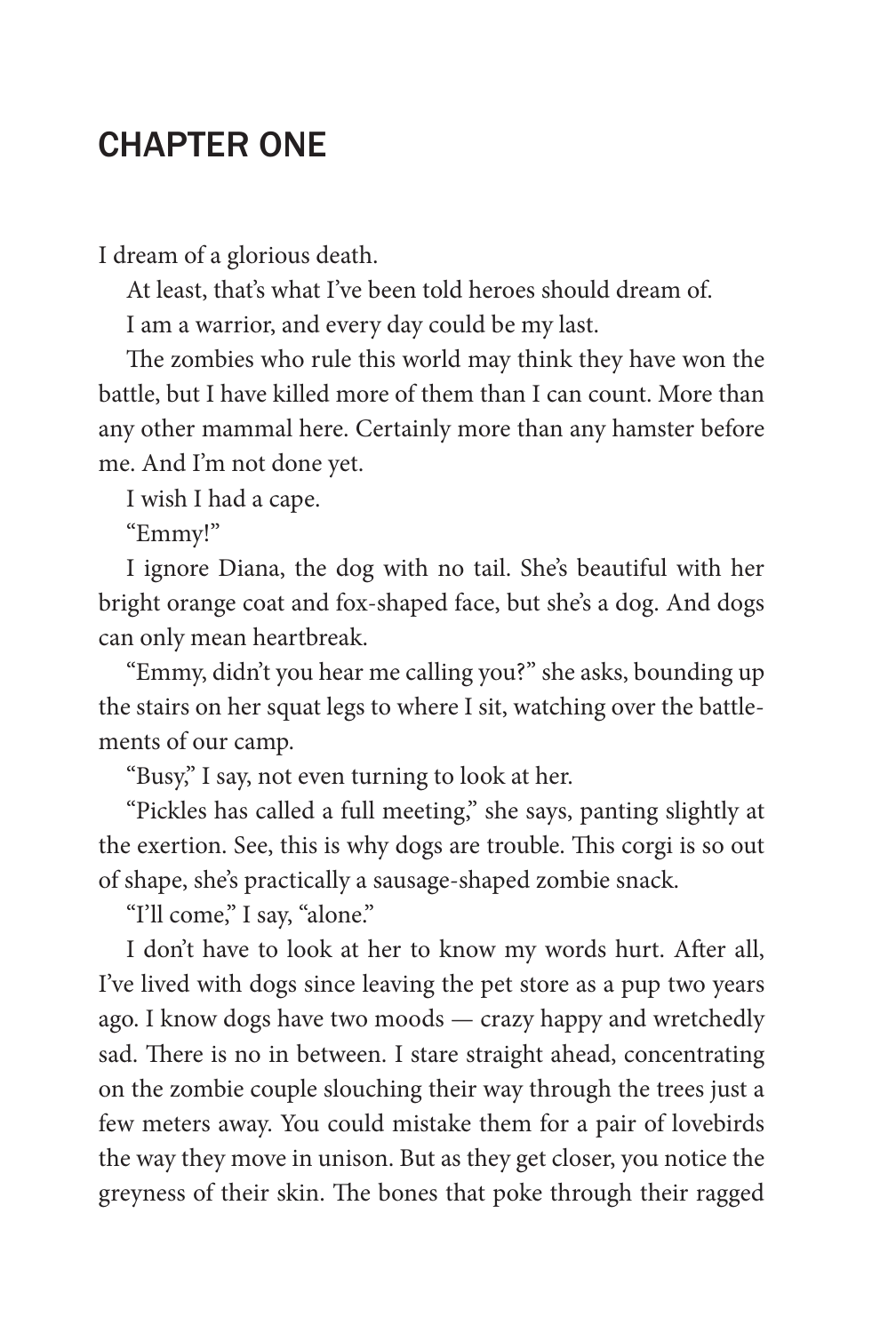# CHAPTER ONE

I dream of a glorious death.

At least, that's what I've been told heroes should dream of.

I am a warrior, and every day could be my last.

The zombies who rule this world may think they have won the battle, but I have killed more of them than I can count. More than any other mammal here. Certainly more than any hamster before me. And I'm not done yet.

I wish I had a cape.

"Emmy!"

I ignore Diana, the dog with no tail. She's beautiful with her bright orange coat and fox-shaped face, but she's a dog. And dogs can only mean heartbreak.

"Emmy, didn't you hear me calling you?" she asks, bounding up the stairs on her squat legs to where I sit, watching over the battlements of our camp.

"Busy," I say, not even turning to look at her.

"Pickles has called a full meeting," she says, panting slightly at the exertion. See, this is why dogs are trouble. This corgi is so out of shape, she's practically a sausage-shaped zombie snack.

"I'll come," I say, "alone."

I don't have to look at her to know my words hurt. After all, I've lived with dogs since leaving the pet store as a pup two years ago. I know dogs have two moods — crazy happy and wretchedly sad. There is no in between. I stare straight ahead, concentrating on the zombie couple slouching their way through the trees just a few meters away. You could mistake them for a pair of lovebirds the way they move in unison. But as they get closer, you notice the greyness of their skin. The bones that poke through their ragged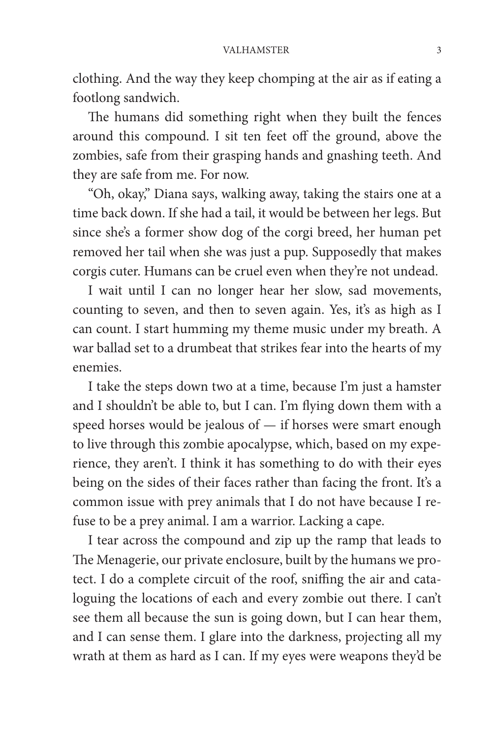clothing. And the way they keep chomping at the air as if eating a footlong sandwich.

The humans did something right when they built the fences around this compound. I sit ten feet off the ground, above the zombies, safe from their grasping hands and gnashing teeth. And they are safe from me. For now.

"Oh, okay," Diana says, walking away, taking the stairs one at a time back down. If she had a tail, it would be between her legs. But since she's a former show dog of the corgi breed, her human pet removed her tail when she was just a pup. Supposedly that makes corgis cuter. Humans can be cruel even when they're not undead.

I wait until I can no longer hear her slow, sad movements, counting to seven, and then to seven again. Yes, it's as high as I can count. I start humming my theme music under my breath. A war ballad set to a drumbeat that strikes fear into the hearts of my enemies.

I take the steps down two at a time, because I'm just a hamster and I shouldn't be able to, but I can. I'm flying down them with a speed horses would be jealous of — if horses were smart enough to live through this zombie apocalypse, which, based on my experience, they aren't. I think it has something to do with their eyes being on the sides of their faces rather than facing the front. It's a common issue with prey animals that I do not have because I refuse to be a prey animal. I am a warrior. Lacking a cape.

I tear across the compound and zip up the ramp that leads to The Menagerie, our private enclosure, built by the humans we protect. I do a complete circuit of the roof, sniffing the air and cataloguing the locations of each and every zombie out there. I can't see them all because the sun is going down, but I can hear them, and I can sense them. I glare into the darkness, projecting all my wrath at them as hard as I can. If my eyes were weapons they'd be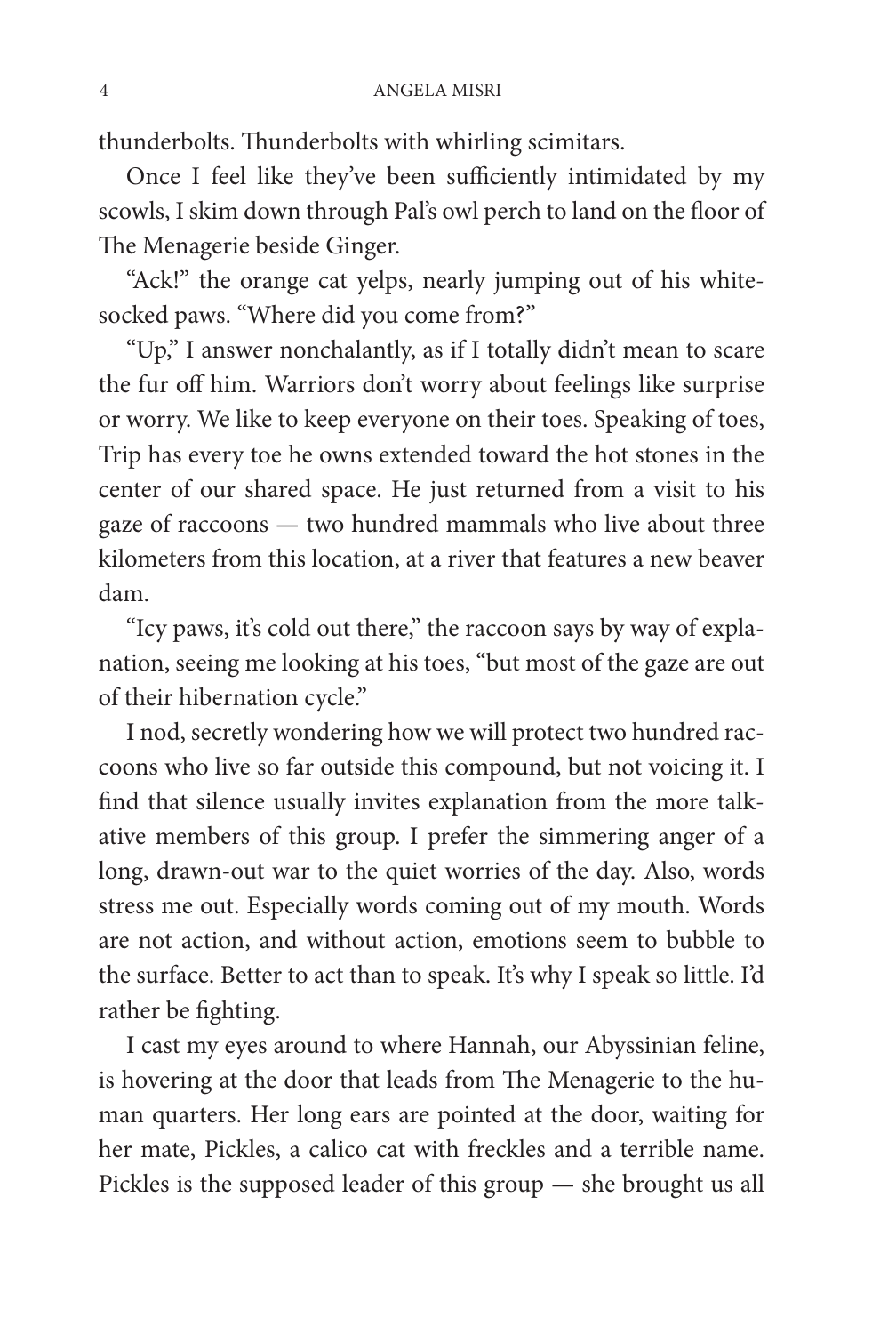thunderbolts. Thunderbolts with whirling scimitars.

Once I feel like they've been sufficiently intimidated by my scowls, I skim down through Pal's owl perch to land on the floor of The Menagerie beside Ginger.

"Ack!" the orange cat yelps, nearly jumping out of his white-socked paws. "Where did you come from?"

"Up," I answer nonchalantly, as if I totally didn't mean to scare the fur off him. Warriors don't worry about feelings like surprise or worry. We like to keep everyone on their toes. Speaking of toes, Trip has every toe he owns extended toward the hot stones in the center of our shared space. He just returned from a visit to his gaze of raccoons — two hundred mammals who live about three kilometers from this location, at a river that features a new beaver dam.

"Icy paws, it's cold out there," the raccoon says by way of explanation, seeing me looking at his toes, "but most of the gaze are out of their hibernation cycle."

I nod, secretly wondering how we will protect two hundred raccoons who live so far outside this compound, but not voicing it. I find that silence usually invites explanation from the more talkative members of this group. I prefer the simmering anger of a long, drawn-out war to the quiet worries of the day. Also, words stress me out. Especially words coming out of my mouth. Words are not action, and without action, emotions seem to bubble to the surface. Better to act than to speak. It's why I speak so little. I'd rather be fighting.

I cast my eyes around to where Hannah, our Abyssinian feline, is hovering at the door that leads from The Menagerie to the human quarters. Her long ears are pointed at the door, waiting for her mate, Pickles, a calico cat with freckles and a terrible name. Pickles is the supposed leader of this group — she brought us all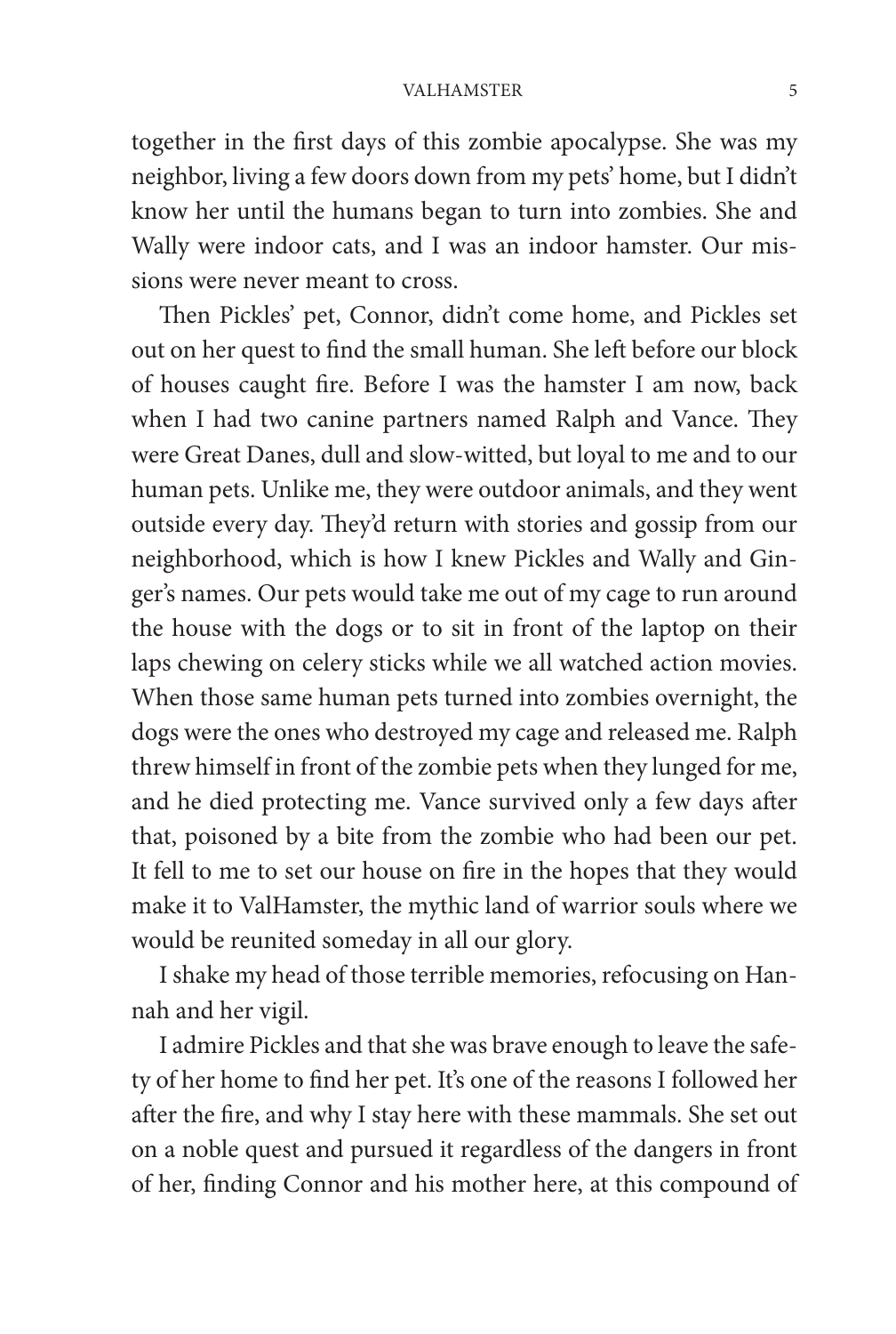together in the first days of this zombie apocalypse. She was my neighbor, living a few doors down from my pets' home, but I didn't know her until the humans began to turn into zombies. She and Wally were indoor cats, and I was an indoor hamster. Our missions were never meant to cross.

Then Pickles' pet, Connor, didn't come home, and Pickles set out on her quest to find the small human. She left before our block of houses caught fire. Before I was the hamster I am now, back when I had two canine partners named Ralph and Vance. They were Great Danes, dull and slow-witted, but loyal to me and to our human pets. Unlike me, they were outdoor animals, and they went outside every day. They'd return with stories and gossip from our neighborhood, which is how I knew Pickles and Wally and Ginger's names. Our pets would take me out of my cage to run around the house with the dogs or to sit in front of the laptop on their laps chewing on celery sticks while we all watched action movies. When those same human pets turned into zombies overnight, the dogs were the ones who destroyed my cage and released me. Ralph threw himself in front of the zombie pets when they lunged for me, and he died protecting me. Vance survived only a few days after that, poisoned by a bite from the zombie who had been our pet. It fell to me to set our house on fire in the hopes that they would make it to ValHamster, the mythic land of warrior souls where we would be reunited someday in all our glory.

I shake my head of those terrible memories, refocusing on Hannah and her vigil.

I admire Pickles and that she was brave enough to leave the safety of her home to find her pet. It's one of the reasons I followed her after the fire, and why I stay here with these mammals. She set out on a noble quest and pursued it regardless of the dangers in front of her, finding Connor and his mother here, at this compound of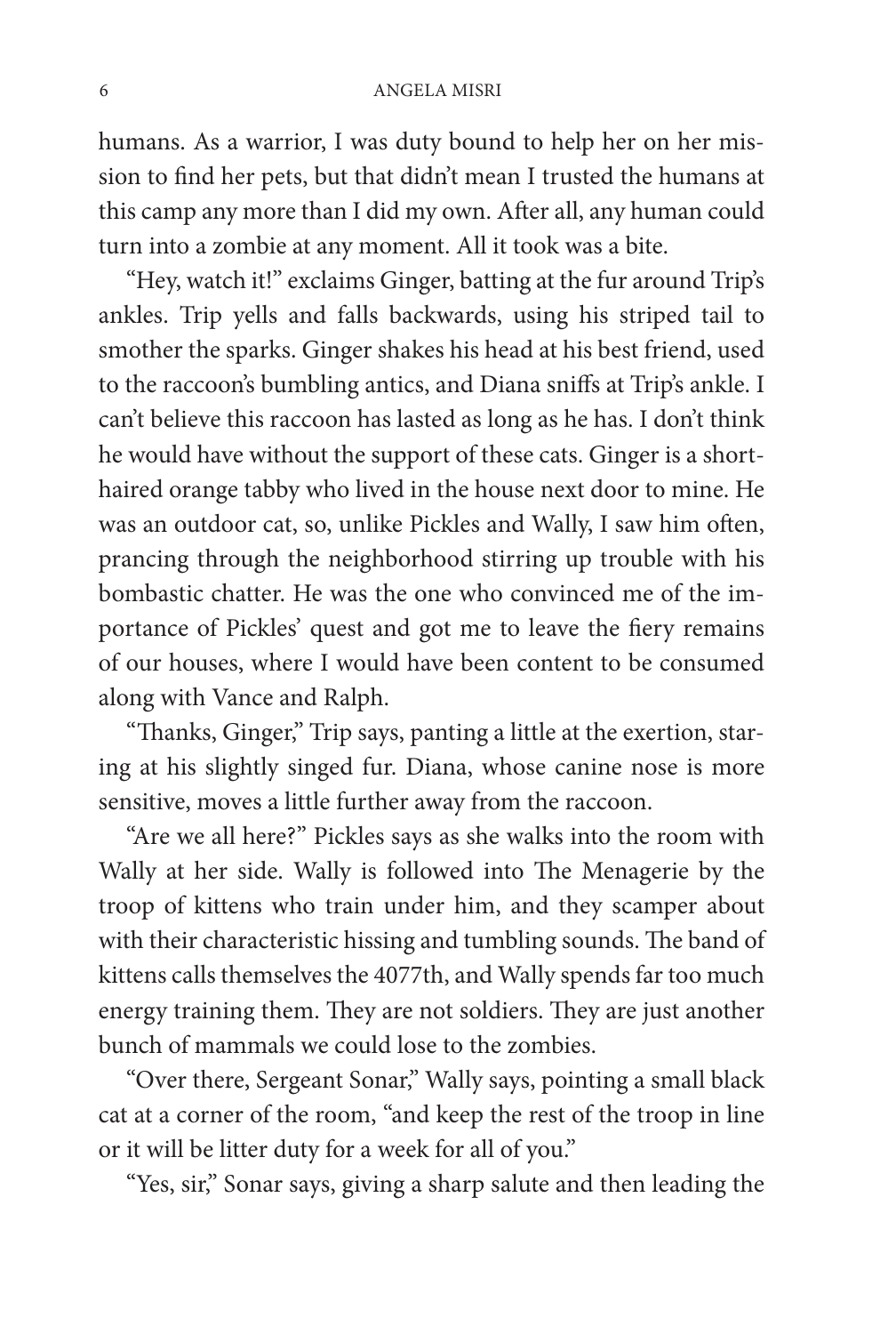humans. As a warrior, I was duty bound to help her on her mission to find her pets, but that didn't mean I trusted the humans at this camp any more than I did my own. After all, any human could turn into a zombie at any moment. All it took was a bite.

"Hey, watch it!" exclaims Ginger, batting at the fur around Trip's ankles. Trip yells and falls backwards, using his striped tail to smother the sparks. Ginger shakes his head at his best friend, used to the raccoon's bumbling antics, and Diana sniffs at Trip's ankle. I can't believe this raccoon has lasted as long as he has. I don't think he would have without the support of these cats. Ginger is a short-haired orange tabby who lived in the house next door to mine. He was an outdoor cat, so, unlike Pickles and Wally, I saw him often, prancing through the neighborhood stirring up trouble with his bombastic chatter. He was the one who convinced me of the importance of Pickles' quest and got me to leave the fiery remains of our houses, where I would have been content to be consumed along with Vance and Ralph.

"Thanks, Ginger," Trip says, panting a little at the exertion, staring at his slightly singed fur. Diana, whose canine nose is more sensitive, moves a little further away from the raccoon.

"Are we all here?" Pickles says as she walks into the room with Wally at her side. Wally is followed into The Menagerie by the troop of kittens who train under him, and they scamper about with their characteristic hissing and tumbling sounds. The band of kittens calls themselves the 4077th, and Wally spends far too much energy training them. They are not soldiers. They are just another bunch of mammals we could lose to the zombies.

"Over there, Sergeant Sonar," Wally says, pointing a small black cat at a corner of the room, "and keep the rest of the troop in line or it will be litter duty for a week for all of you."

"Yes, sir," Sonar says, giving a sharp salute and then leading the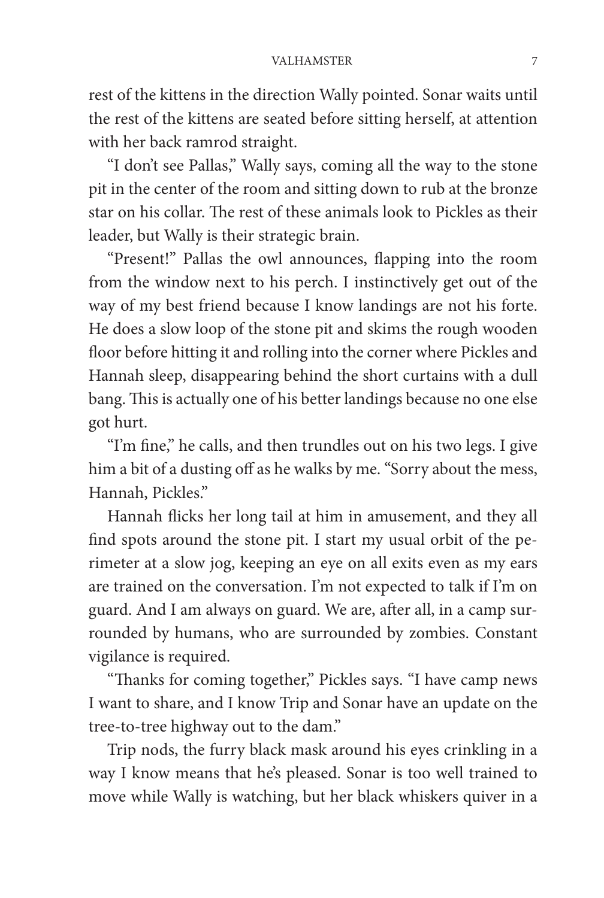rest of the kittens in the direction Wally pointed. Sonar waits until the rest of the kittens are seated before sitting herself, at attention with her back ramrod straight.

"I don't see Pallas," Wally says, coming all the way to the stone pit in the center of the room and sitting down to rub at the bronze star on his collar. The rest of these animals look to Pickles as their leader, but Wally is their strategic brain.

"Present!" Pallas the owl announces, flapping into the room from the window next to his perch. I instinctively get out of the way of my best friend because I know landings are not his forte. He does a slow loop of the stone pit and skims the rough wooden floor before hitting it and rolling into the corner where Pickles and Hannah sleep, disappearing behind the short curtains with a dull bang. This is actually one of his better landings because no one else got hurt.

"I'm fine," he calls, and then trundles out on his two legs. I give him a bit of a dusting off as he walks by me. "Sorry about the mess, Hannah, Pickles."

Hannah flicks her long tail at him in amusement, and they all find spots around the stone pit. I start my usual orbit of the perimeter at a slow jog, keeping an eye on all exits even as my ears are trained on the conversation. I'm not expected to talk if I'm on guard. And I am always on guard. We are, after all, in a camp surrounded by humans, who are surrounded by zombies. Constant vigilance is required.

"Thanks for coming together," Pickles says. "I have camp news I want to share, and I know Trip and Sonar have an update on the tree-to-tree highway out to the dam."

Trip nods, the furry black mask around his eyes crinkling in a way I know means that he's pleased. Sonar is too well trained to move while Wally is watching, but her black whiskers quiver in a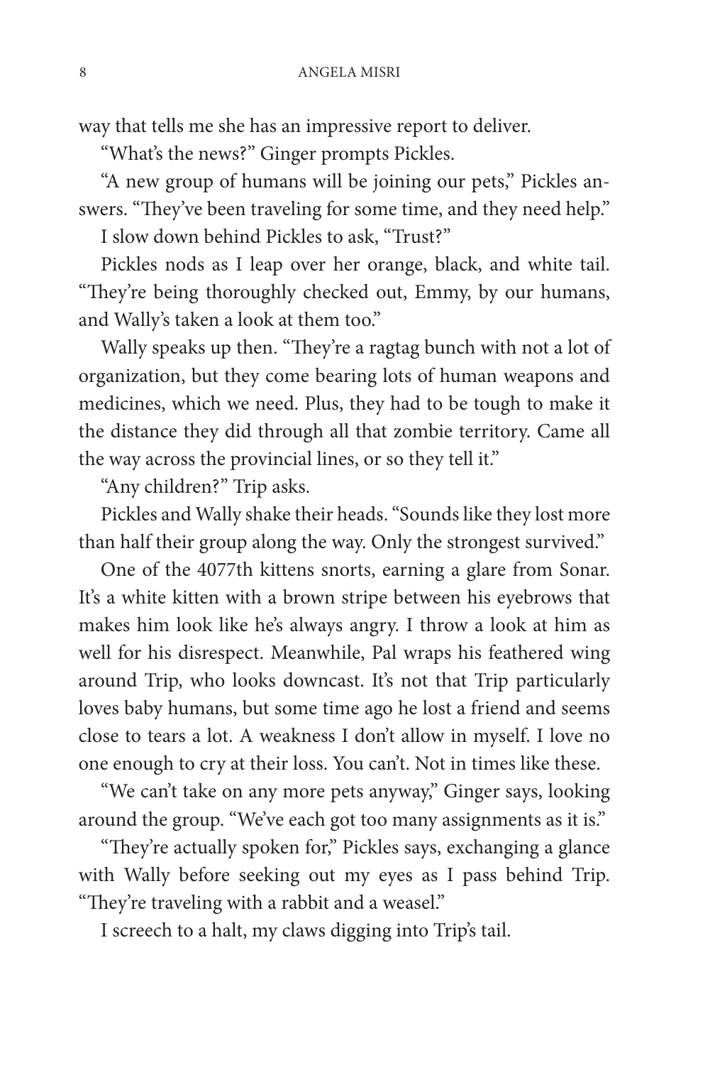way that tells me she has an impressive report to deliver.

"What's the news?" Ginger prompts Pickles.

"A new group of humans will be joining our pets," Pickles answers. "They've been traveling for some time, and they need help."

I slow down behind Pickles to ask, "Trust?"

Pickles nods as I leap over her orange, black, and white tail. "They're being thoroughly checked out, Emmy, by our humans, and Wally's taken a look at them too."

Wally speaks up then. "They're a ragtag bunch with not a lot of organization, but they come bearing lots of human weapons and medicines, which we need. Plus, they had to be tough to make it the distance they did through all that zombie territory. Came all the way across the provincial lines, or so they tell it."

"Any children?" Trip asks.

Pickles and Wally shake their heads. "Sounds like they lost more than half their group along the way. Only the strongest survived."

One of the 4077th kittens snorts, earning a glare from Sonar. It's a white kitten with a brown stripe between his eyebrows that makes him look like he's always angry. I throw a look at him as well for his disrespect. Meanwhile, Pal wraps his feathered wing around Trip, who looks downcast. It's not that Trip particularly loves baby humans, but some time ago he lost a friend and seems close to tears a lot. A weakness I don't allow in myself. I love no one enough to cry at their loss. You can't. Not in times like these.

"We can't take on any more pets anyway," Ginger says, looking around the group. "We've each got too many assignments as it is."

"They're actually spoken for," Pickles says, exchanging a glance with Wally before seeking out my eyes as I pass behind Trip. "They're traveling with a rabbit and a weasel."

I screech to a halt, my claws digging into Trip's tail.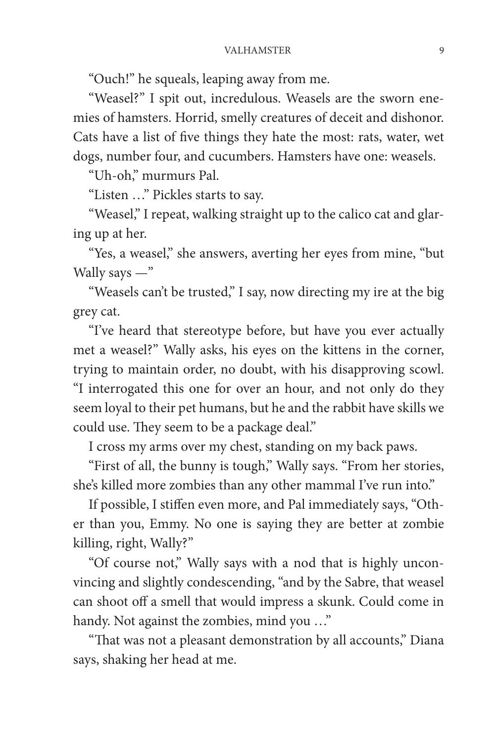"Ouch!" he squeals, leaping away from me.

"Weasel?" I spit out, incredulous. Weasels are the sworn enemies of hamsters. Horrid, smelly creatures of deceit and dishonor. Cats have a list of five things they hate the most: rats, water, wet dogs, number four, and cucumbers. Hamsters have one: weasels.

"Uh-oh," murmurs Pal.

"Listen …" Pickles starts to say.

"Weasel," I repeat, walking straight up to the calico cat and glaring up at her.

"Yes, a weasel," she answers, averting her eyes from mine, "but Wally says —"

"Weasels can't be trusted," I say, now directing my ire at the big grey cat.

"I've heard that stereotype before, but have you ever actually met a weasel?" Wally asks, his eyes on the kittens in the corner, trying to maintain order, no doubt, with his disapproving scowl. "I interrogated this one for over an hour, and not only do they seem loyal to their pet humans, but he and the rabbit have skills we could use. They seem to be a package deal."

I cross my arms over my chest, standing on my back paws.

"First of all, the bunny is tough," Wally says. "From her stories, she's killed more zombies than any other mammal I've run into."

If possible, I stiffen even more, and Pal immediately says, "Other than you, Emmy. No one is saying they are better at zombie killing, right, Wally?"

"Of course not," Wally says with a nod that is highly unconvincing and slightly condescending, "and by the Sabre, that weasel can shoot off a smell that would impress a skunk. Could come in handy. Not against the zombies, mind you …"

"That was not a pleasant demonstration by all accounts," Diana says, shaking her head at me.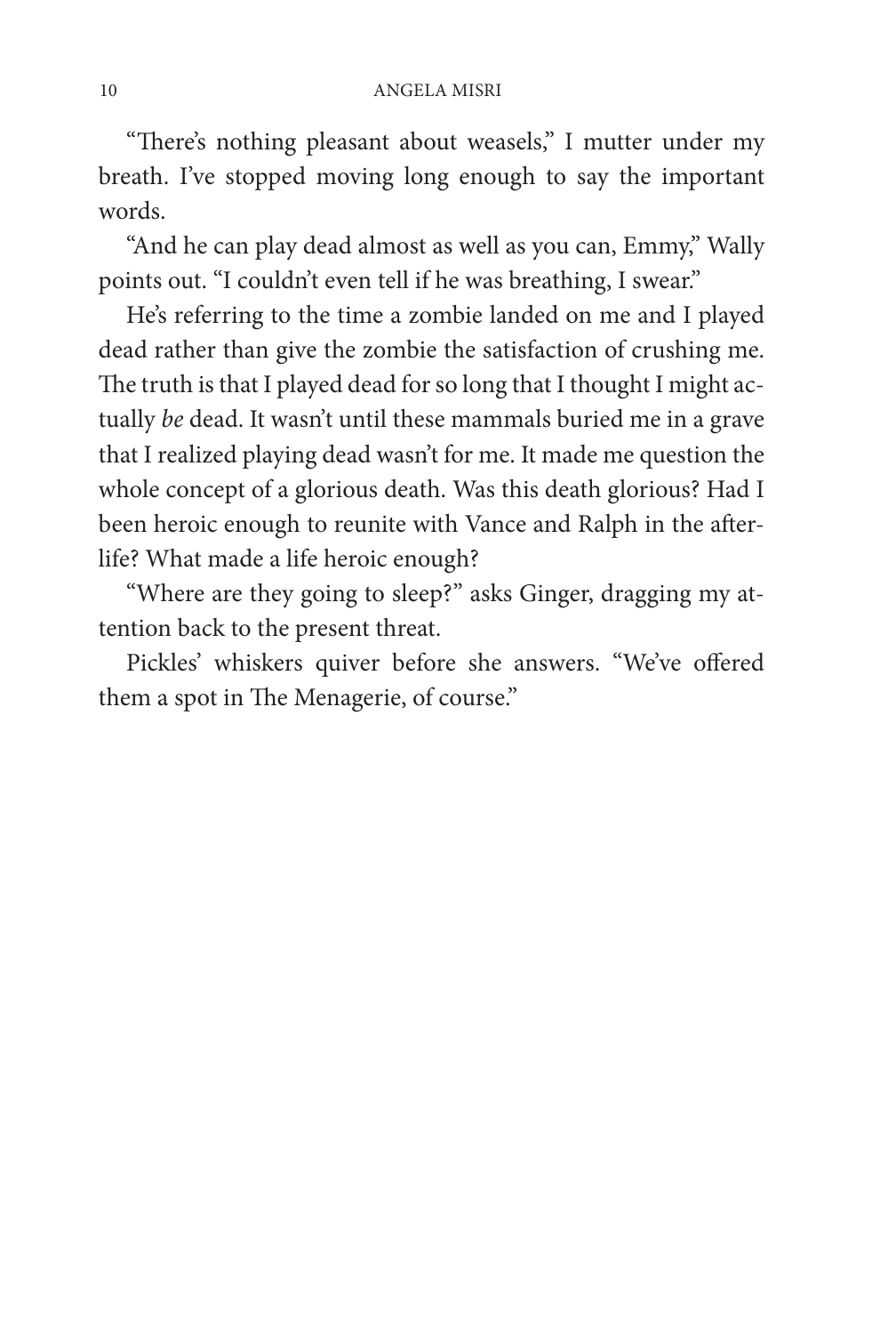"There's nothing pleasant about weasels," I mutter under my breath. I've stopped moving long enough to say the important words.

"And he can play dead almost as well as you can, Emmy," Wally points out. "I couldn't even tell if he was breathing, I swear."

He's referring to the time a zombie landed on me and I played dead rather than give the zombie the satisfaction of crushing me. The truth is that I played dead for so long that I thought I might actually *be* dead. It wasn't until these mammals buried me in a grave that I realized playing dead wasn't for me. It made me question the whole concept of a glorious death. Was this death glorious? Had I been heroic enough to reunite with Vance and Ralph in the afterlife? What made a life heroic enough?

"Where are they going to sleep?" asks Ginger, dragging my attention back to the present threat.

Pickles' whiskers quiver before she answers. "We've offered them a spot in The Menagerie, of course."